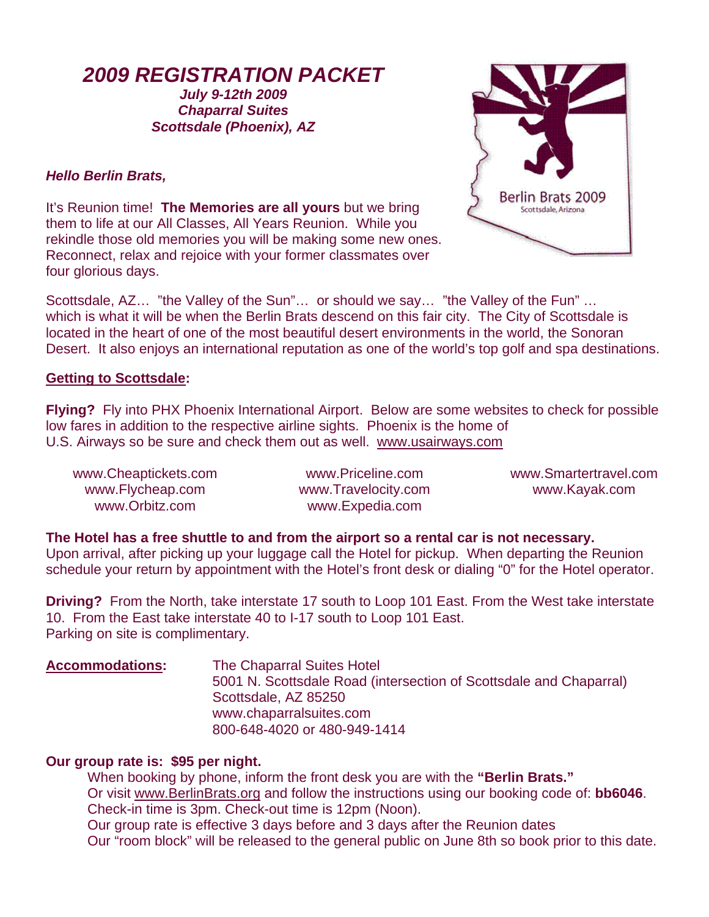# *2009 REGISTRATION PACKET*

***July 9-12th 2009***
***Chaparral Suites***
***Scottsdale (Phoenix), AZ***

***Hello Berlin Brats,***

It's Reunion time! **The Memories are all yours** but we bring them to life at our All Classes, All Years Reunion. While you rekindle those old memories you will be making some new ones. Reconnect, relax and rejoice with your former classmates over four glorious days.

Scottsdale, AZ… "the Valley of the Sun"… or should we say… "the Valley of the Fun" … which is what it will be when the Berlin Brats descend on this fair city. The City of Scottsdale is located in the heart of one of the most beautiful desert environments in the world, the Sonoran Desert. It also enjoys an international reputation as one of the world's top golf and spa destinations.

**Getting to Scottsdale:**

**Flying?** Fly into PHX Phoenix International Airport. Below are some websites to check for possible low fares in addition to the respective airline sights. Phoenix is the home of U.S. Airways so be sure and check them out as well. www.usairways.com

| | | |
|---|---|---|
| www.Cheaptickets.com | www.Priceline.com | www.Smartertravel.com |
| www.Flycheap.com | www.Travelocity.com | www.Kayak.com |
| www.Orbitz.com | www.Expedia.com | |

**The Hotel has a free shuttle to and from the airport so a rental car is not necessary.**
Upon arrival, after picking up your luggage call the Hotel for pickup. When departing the Reunion schedule your return by appointment with the Hotel's front desk or dialing "0" for the Hotel operator.

**Driving?** From the North, take interstate 17 south to Loop 101 East. From the West take interstate 10. From the East take interstate 40 to I-17 south to Loop 101 East.
Parking on site is complimentary.

**Accommodations:**
The Chaparral Suites Hotel
5001 N. Scottsdale Road (intersection of Scottsdale and Chaparral)
Scottsdale, AZ 85250
www.chaparralsuites.com
800-648-4020 or 480-949-1414

**Our group rate is: $95 per night.**

When booking by phone, inform the front desk you are with the **"Berlin Brats."**
Or visit www.BerlinBrats.org and follow the instructions using our booking code of: **bb6046**.
Check-in time is 3pm. Check-out time is 12pm (Noon).
Our group rate is effective 3 days before and 3 days after the Reunion dates
Our "room block" will be released to the general public on June 8th so book prior to this date.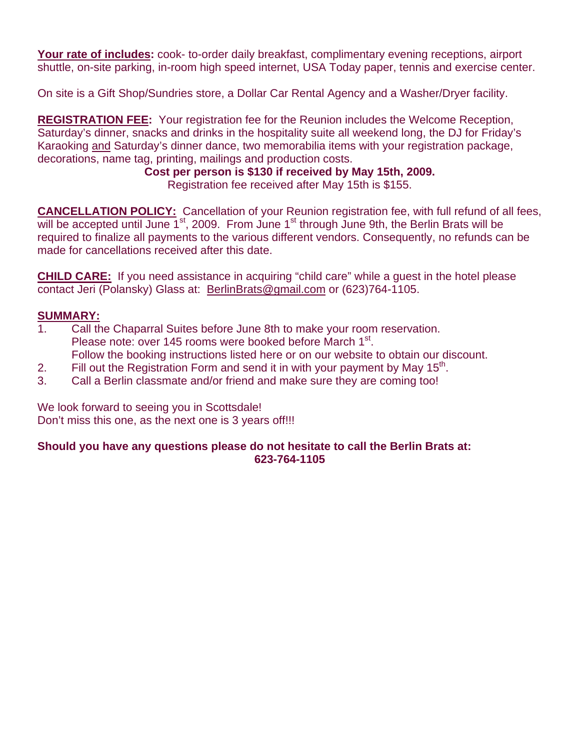**Your rate of includes:** cook- to-order daily breakfast, complimentary evening receptions, airport shuttle, on-site parking, in-room high speed internet, USA Today paper, tennis and exercise center.

On site is a Gift Shop/Sundries store, a Dollar Car Rental Agency and a Washer/Dryer facility.

**REGISTRATION FEE:** Your registration fee for the Reunion includes the Welcome Reception, Saturday's dinner, snacks and drinks in the hospitality suite all weekend long, the DJ for Friday's Karaoking and Saturday's dinner dance, two memorabilia items with your registration package, decorations, name tag, printing, mailings and production costs.

**Cost per person is $130 if received by May 15th, 2009.**

Registration fee received after May 15th is $155.

**CANCELLATION POLICY:** Cancellation of your Reunion registration fee, with full refund of all fees, will be accepted until June 1st, 2009. From June 1st through June 9th, the Berlin Brats will be required to finalize all payments to the various different vendors. Consequently, no refunds can be made for cancellations received after this date.

**CHILD CARE:** If you need assistance in acquiring "child care" while a guest in the hotel please contact Jeri (Polansky) Glass at: BerlinBrats@gmail.com or (623)764-1105.

**SUMMARY:**

1. Call the Chaparral Suites before June 8th to make your room reservation. Please note: over 145 rooms were booked before March 1st. Follow the booking instructions listed here or on our website to obtain our discount.
2. Fill out the Registration Form and send it in with your payment by May 15th.
3. Call a Berlin classmate and/or friend and make sure they are coming too!

We look forward to seeing you in Scottsdale!
Don't miss this one, as the next one is 3 years off!!!

**Should you have any questions please do not hesitate to call the Berlin Brats at: 623-764-1105**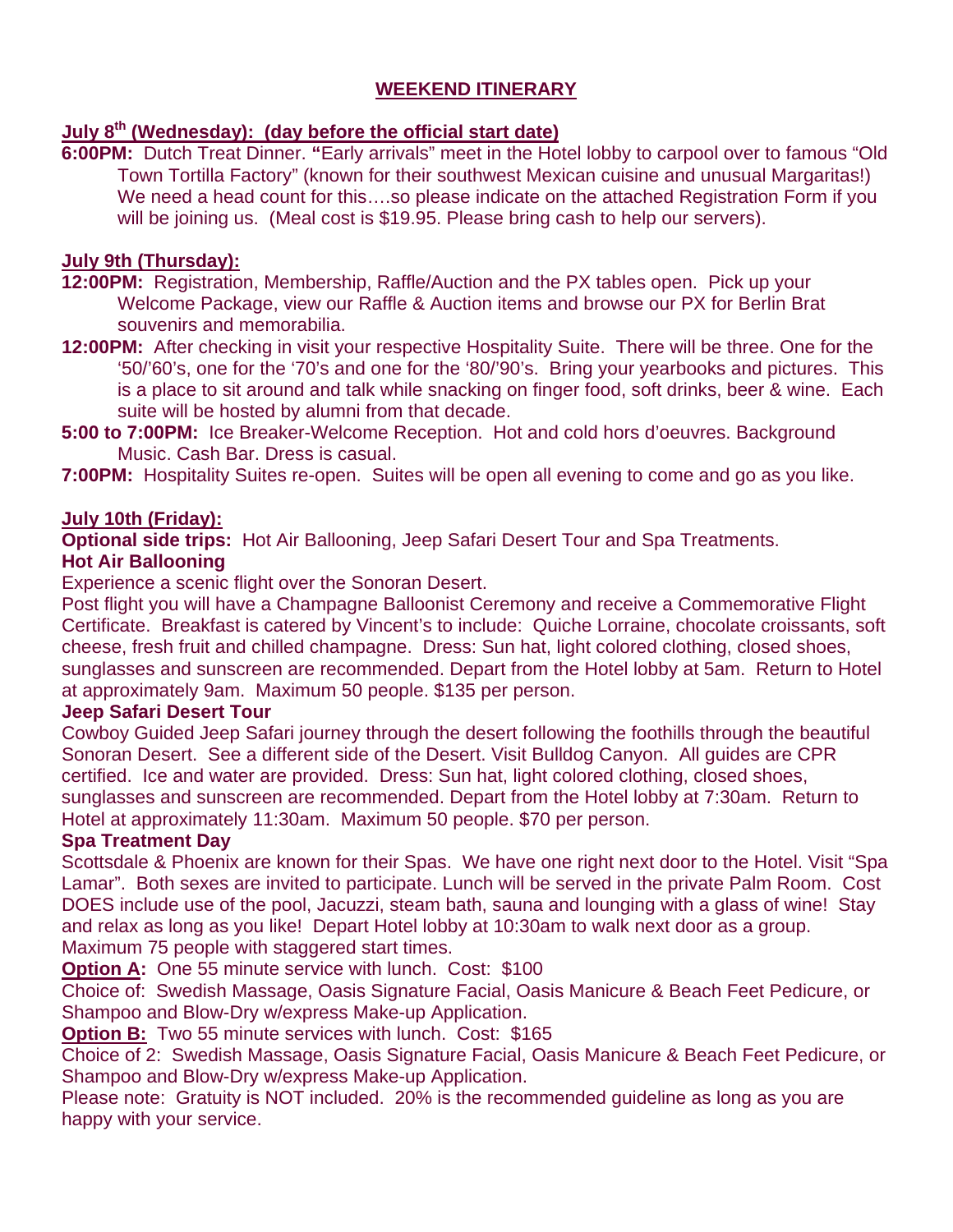## WEEKEND ITINERARY

**July 8th (Wednesday): (day before the official start date)**

**6:00PM:** Dutch Treat Dinner. **"**Early arrivals" meet in the Hotel lobby to carpool over to famous "Old Town Tortilla Factory" (known for their southwest Mexican cuisine and unusual Margaritas!) We need a head count for this….so please indicate on the attached Registration Form if you will be joining us. (Meal cost is $19.95. Please bring cash to help our servers).

**July 9th (Thursday):**

**12:00PM:** Registration, Membership, Raffle/Auction and the PX tables open. Pick up your Welcome Package, view our Raffle & Auction items and browse our PX for Berlin Brat souvenirs and memorabilia.

**12:00PM:** After checking in visit your respective Hospitality Suite. There will be three. One for the '50/'60's, one for the '70's and one for the '80/'90's. Bring your yearbooks and pictures. This is a place to sit around and talk while snacking on finger food, soft drinks, beer & wine. Each suite will be hosted by alumni from that decade.

**5:00 to 7:00PM:** Ice Breaker-Welcome Reception. Hot and cold hors d'oeuvres. Background Music. Cash Bar. Dress is casual.

**7:00PM:** Hospitality Suites re-open. Suites will be open all evening to come and go as you like.

**July 10th (Friday):**

**Optional side trips:** Hot Air Ballooning, Jeep Safari Desert Tour and Spa Treatments.

**Hot Air Ballooning**

Experience a scenic flight over the Sonoran Desert.

Post flight you will have a Champagne Balloonist Ceremony and receive a Commemorative Flight Certificate. Breakfast is catered by Vincent's to include: Quiche Lorraine, chocolate croissants, soft cheese, fresh fruit and chilled champagne. Dress: Sun hat, light colored clothing, closed shoes, sunglasses and sunscreen are recommended. Depart from the Hotel lobby at 5am. Return to Hotel at approximately 9am. Maximum 50 people. $135 per person.

**Jeep Safari Desert Tour**

Cowboy Guided Jeep Safari journey through the desert following the foothills through the beautiful Sonoran Desert. See a different side of the Desert. Visit Bulldog Canyon. All guides are CPR certified. Ice and water are provided. Dress: Sun hat, light colored clothing, closed shoes, sunglasses and sunscreen are recommended. Depart from the Hotel lobby at 7:30am. Return to Hotel at approximately 11:30am. Maximum 50 people. $70 per person.

**Spa Treatment Day**

Scottsdale & Phoenix are known for their Spas. We have one right next door to the Hotel. Visit "Spa Lamar". Both sexes are invited to participate. Lunch will be served in the private Palm Room. Cost DOES include use of the pool, Jacuzzi, steam bath, sauna and lounging with a glass of wine! Stay and relax as long as you like! Depart Hotel lobby at 10:30am to walk next door as a group. Maximum 75 people with staggered start times.

**Option A:** One 55 minute service with lunch. Cost: $100

Choice of: Swedish Massage, Oasis Signature Facial, Oasis Manicure & Beach Feet Pedicure, or Shampoo and Blow-Dry w/express Make-up Application.

**Option B:** Two 55 minute services with lunch. Cost: $165

Choice of 2: Swedish Massage, Oasis Signature Facial, Oasis Manicure & Beach Feet Pedicure, or Shampoo and Blow-Dry w/express Make-up Application.

Please note: Gratuity is NOT included. 20% is the recommended guideline as long as you are happy with your service.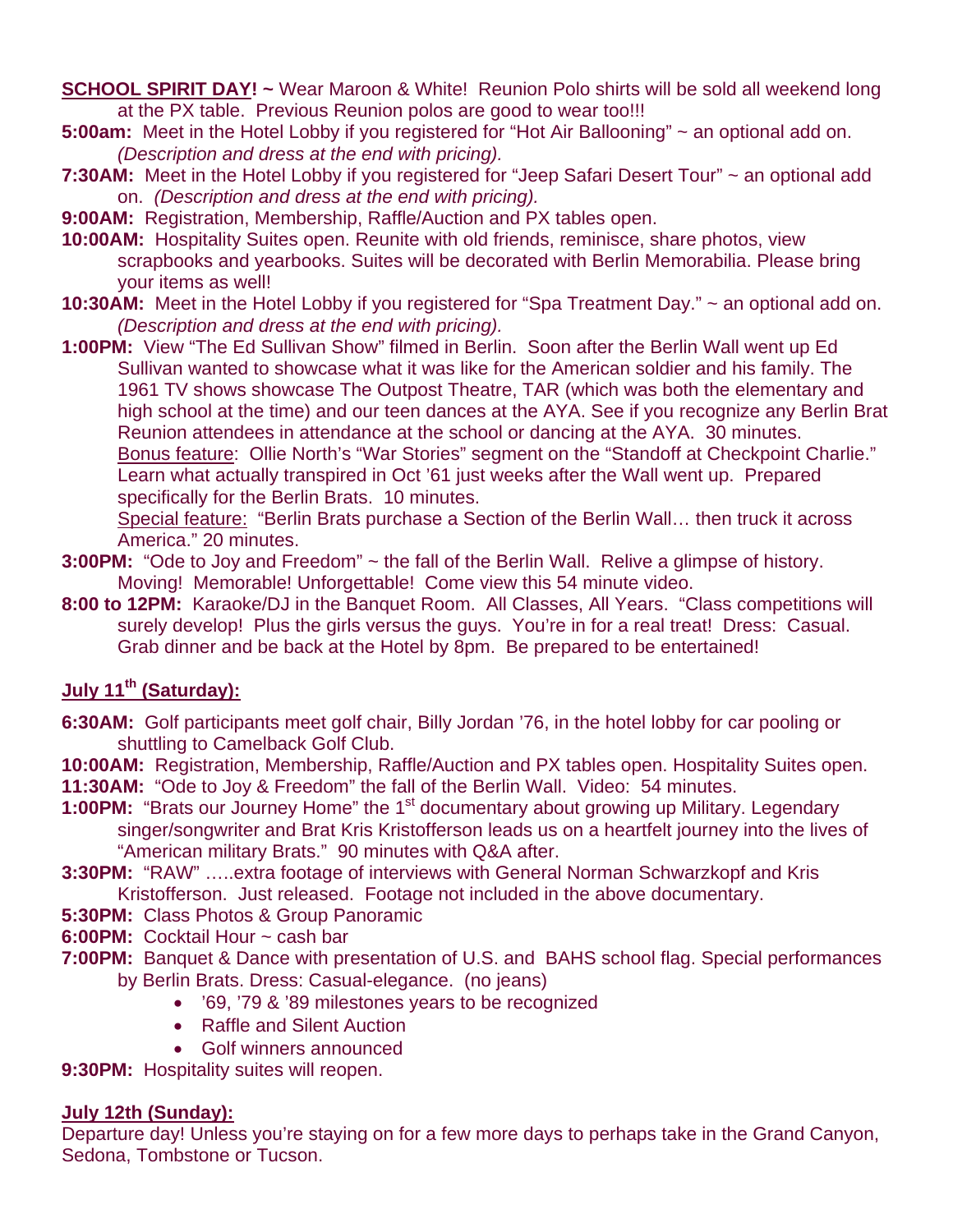**SCHOOL SPIRIT DAY! ~** Wear Maroon & White! Reunion Polo shirts will be sold all weekend long at the PX table. Previous Reunion polos are good to wear too!!!

**5:00am:** Meet in the Hotel Lobby if you registered for "Hot Air Ballooning" ~ an optional add on. *(Description and dress at the end with pricing).*

**7:30AM:** Meet in the Hotel Lobby if you registered for "Jeep Safari Desert Tour" ~ an optional add on. *(Description and dress at the end with pricing).*

**9:00AM:** Registration, Membership, Raffle/Auction and PX tables open.

**10:00AM:** Hospitality Suites open. Reunite with old friends, reminisce, share photos, view scrapbooks and yearbooks. Suites will be decorated with Berlin Memorabilia. Please bring your items as well!

**10:30AM:** Meet in the Hotel Lobby if you registered for "Spa Treatment Day." ~ an optional add on. *(Description and dress at the end with pricing).*

**1:00PM:** View "The Ed Sullivan Show" filmed in Berlin. Soon after the Berlin Wall went up Ed Sullivan wanted to showcase what it was like for the American soldier and his family. The 1961 TV shows showcase The Outpost Theatre, TAR (which was both the elementary and high school at the time) and our teen dances at the AYA. See if you recognize any Berlin Brat Reunion attendees in attendance at the school or dancing at the AYA. 30 minutes.
Bonus feature: Ollie North's "War Stories" segment on the "Standoff at Checkpoint Charlie." Learn what actually transpired in Oct '61 just weeks after the Wall went up. Prepared specifically for the Berlin Brats. 10 minutes.
Special feature: "Berlin Brats purchase a Section of the Berlin Wall… then truck it across America." 20 minutes.

**3:00PM:** "Ode to Joy and Freedom" ~ the fall of the Berlin Wall. Relive a glimpse of history. Moving! Memorable! Unforgettable! Come view this 54 minute video.

**8:00 to 12PM:** Karaoke/DJ in the Banquet Room. All Classes, All Years. "Class competitions will surely develop! Plus the girls versus the guys. You're in for a real treat! Dress: Casual. Grab dinner and be back at the Hotel by 8pm. Be prepared to be entertained!

## July 11th (Saturday):

**6:30AM:** Golf participants meet golf chair, Billy Jordan '76, in the hotel lobby for car pooling or shuttling to Camelback Golf Club.

**10:00AM:** Registration, Membership, Raffle/Auction and PX tables open. Hospitality Suites open.

**11:30AM:** "Ode to Joy & Freedom" the fall of the Berlin Wall. Video: 54 minutes.

**1:00PM:** "Brats our Journey Home" the 1st documentary about growing up Military. Legendary singer/songwriter and Brat Kris Kristofferson leads us on a heartfelt journey into the lives of "American military Brats." 90 minutes with Q&A after.

**3:30PM:** "RAW" …..extra footage of interviews with General Norman Schwarzkopf and Kris Kristofferson. Just released. Footage not included in the above documentary.

**5:30PM:** Class Photos & Group Panoramic

**6:00PM:** Cocktail Hour ~ cash bar

**7:00PM:** Banquet & Dance with presentation of U.S. and BAHS school flag. Special performances by Berlin Brats. Dress: Casual-elegance. (no jeans)

- '69, '79 & '89 milestones years to be recognized
- Raffle and Silent Auction
- Golf winners announced

**9:30PM:** Hospitality suites will reopen.

## July 12th (Sunday):

Departure day! Unless you're staying on for a few more days to perhaps take in the Grand Canyon, Sedona, Tombstone or Tucson.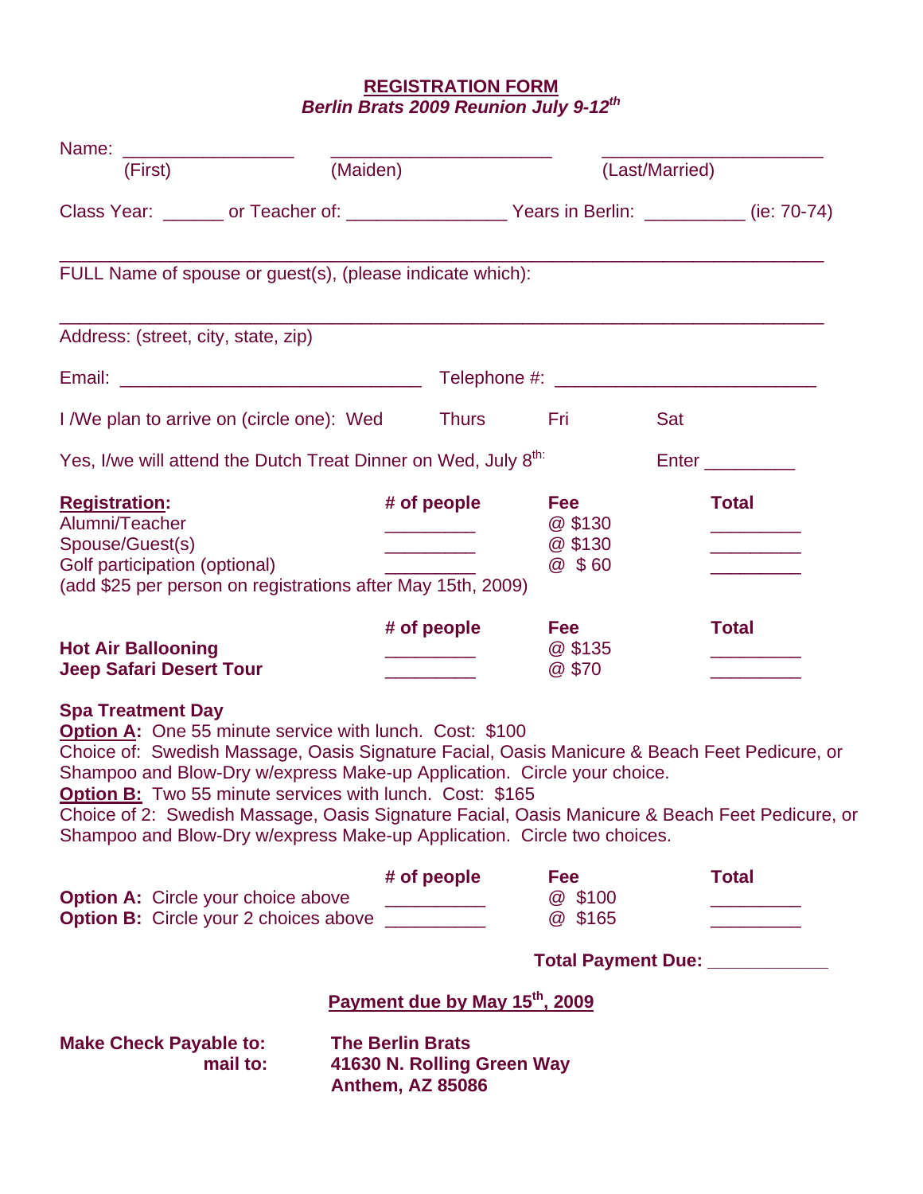# REGISTRATION FORM

***Berlin Brats 2009 Reunion July 9-12th***

Name: _________________ _____________________ _____________________
(First) (Maiden) (Last/Married)

Class Year: ______ or Teacher of: ________________ Years in Berlin: __________ (ie: 70-74)

_____________________________________________________________________________
FULL Name of spouse or guest(s), (please indicate which):

_____________________________________________________________________________
Address: (street, city, state, zip)

Email: ______________________________ Telephone #: __________________________

I /We plan to arrive on (circle one): Wed Thurs Fri Sat

Yes, I/we will attend the Dutch Treat Dinner on Wed, July 8th: Enter _________

| **Registration:** | **# of people** | **Fee** | **Total** |
|---|---|---|---|
| Alumni/Teacher | _________ | @ $130 | _________ |
| Spouse/Guest(s) | _________ | @ $130 | _________ |
| Golf participation (optional) | _________ | @ $ 60 | _________ |

(add $25 per person on registrations after May 15th, 2009)

| | **# of people** | **Fee** | **Total** |
|---|---|---|---|
| **Hot Air Ballooning** | _________ | @ $135 | _________ |
| **Jeep Safari Desert Tour** | _________ | @ $70 | _________ |

**Spa Treatment Day**

**Option A:** One 55 minute service with lunch. Cost: $100
Choice of: Swedish Massage, Oasis Signature Facial, Oasis Manicure & Beach Feet Pedicure, or Shampoo and Blow-Dry w/express Make-up Application. Circle your choice.

**Option B:** Two 55 minute services with lunch. Cost: $165
Choice of 2: Swedish Massage, Oasis Signature Facial, Oasis Manicure & Beach Feet Pedicure, or Shampoo and Blow-Dry w/express Make-up Application. Circle two choices.

| | **# of people** | **Fee** | **Total** |
|---|---|---|---|
| **Option A:** Circle your choice above | __________ | @ $100 | _________ |
| **Option B:** Circle your 2 choices above | __________ | @ $165 | _________ |

**Total Payment Due:** ____________

**Payment due by May 15th, 2009**

**Make Check Payable to:** **The Berlin Brats**
**mail to:** **41630 N. Rolling Green Way**
**Anthem, AZ 85086**